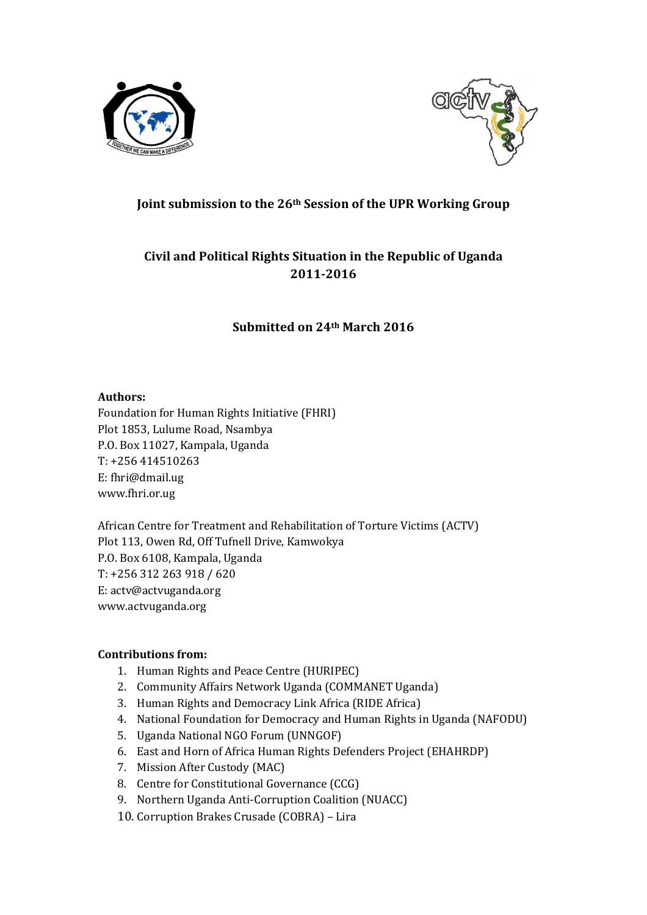# Joint submission to the 26th Session of the UPR Working Group

## Civil and Political Rights Situation in the Republic of Uganda 2011-2016

### Submitted on 24th March 2016

**Authors:**

Foundation for Human Rights Initiative (FHRI)
Plot 1853, Lulume Road, Nsambya
P.O. Box 11027, Kampala, Uganda
T: +256 414510263
E: fhri@dmail.ug
www.fhri.or.ug

African Centre for Treatment and Rehabilitation of Torture Victims (ACTV)
Plot 113, Owen Rd, Off Tufnell Drive, Kamwokya
P.O. Box 6108, Kampala, Uganda
T: +256 312 263 918 / 620
E: actv@actvuganda.org
www.actvuganda.org

**Contributions from:**

1. Human Rights and Peace Centre (HURIPEC)
2. Community Affairs Network Uganda (COMMANET Uganda)
3. Human Rights and Democracy Link Africa (RIDE Africa)
4. National Foundation for Democracy and Human Rights in Uganda (NAFODU)
5. Uganda National NGO Forum (UNNGOF)
6. East and Horn of Africa Human Rights Defenders Project (EHAHRDP)
7. Mission After Custody (MAC)
8. Centre for Constitutional Governance (CCG)
9. Northern Uganda Anti-Corruption Coalition (NUACC)
10. Corruption Brakes Crusade (COBRA) – Lira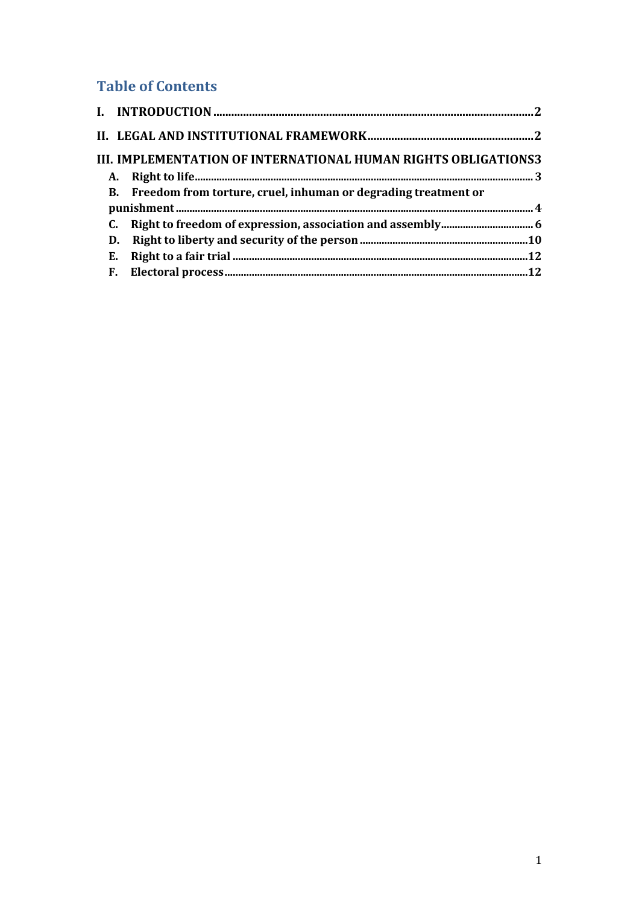## Table of Contents

**I. INTRODUCTION** .......... 2

**II. LEGAL AND INSTITUTIONAL FRAMEWORK** .......... 2

**III. IMPLEMENTATION OF INTERNATIONAL HUMAN RIGHTS OBLIGATIONS** 3

- **A. Right to life** .......... 3
- **B. Freedom from torture, cruel, inhuman or degrading treatment or punishment** .......... 4
- **C. Right to freedom of expression, association and assembly** .......... 6
- **D. Right to liberty and security of the person** .......... 10
- **E. Right to a fair trial** .......... 12
- **F. Electoral process** .......... 12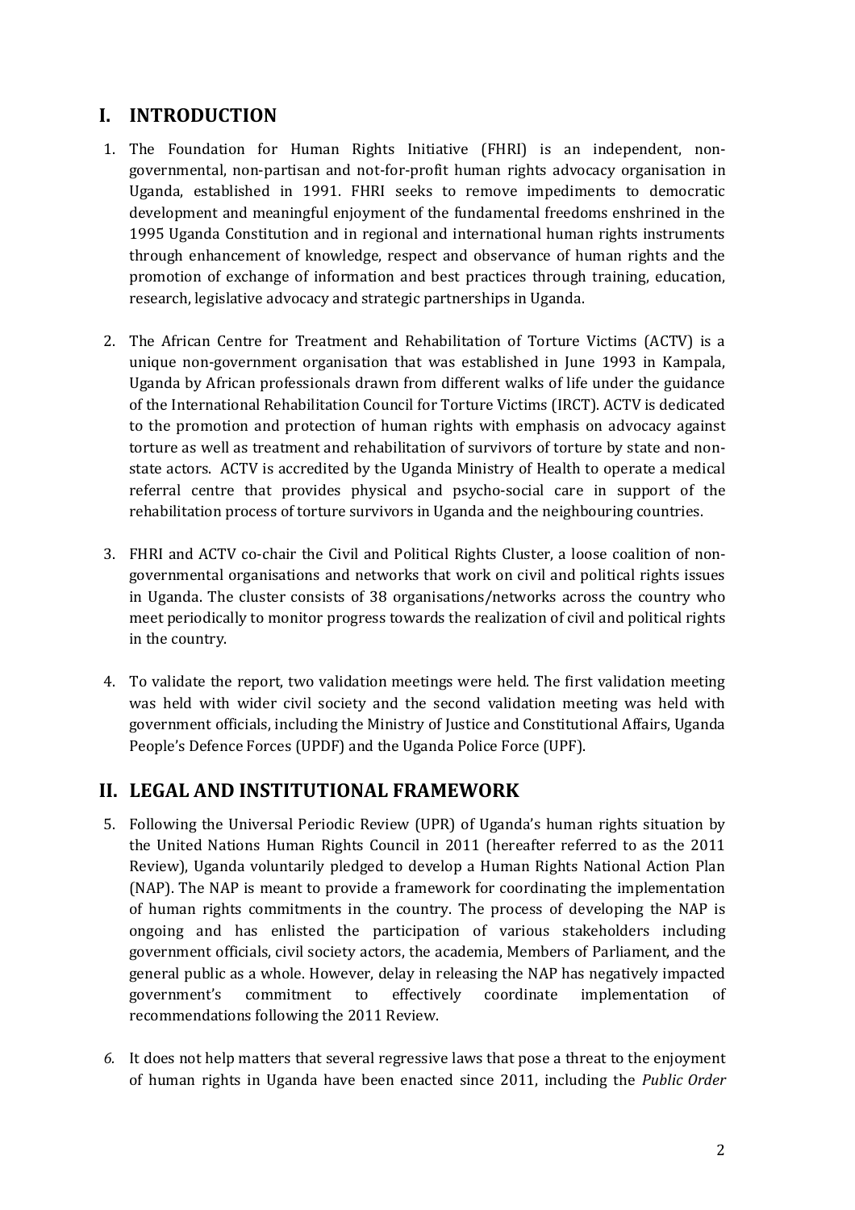## I. INTRODUCTION

1. The Foundation for Human Rights Initiative (FHRI) is an independent, non-governmental, non-partisan and not-for-profit human rights advocacy organisation in Uganda, established in 1991. FHRI seeks to remove impediments to democratic development and meaningful enjoyment of the fundamental freedoms enshrined in the 1995 Uganda Constitution and in regional and international human rights instruments through enhancement of knowledge, respect and observance of human rights and the promotion of exchange of information and best practices through training, education, research, legislative advocacy and strategic partnerships in Uganda.

2. The African Centre for Treatment and Rehabilitation of Torture Victims (ACTV) is a unique non-government organisation that was established in June 1993 in Kampala, Uganda by African professionals drawn from different walks of life under the guidance of the International Rehabilitation Council for Torture Victims (IRCT). ACTV is dedicated to the promotion and protection of human rights with emphasis on advocacy against torture as well as treatment and rehabilitation of survivors of torture by state and non-state actors. ACTV is accredited by the Uganda Ministry of Health to operate a medical referral centre that provides physical and psycho-social care in support of the rehabilitation process of torture survivors in Uganda and the neighbouring countries.

3. FHRI and ACTV co-chair the Civil and Political Rights Cluster, a loose coalition of non-governmental organisations and networks that work on civil and political rights issues in Uganda. The cluster consists of 38 organisations/networks across the country who meet periodically to monitor progress towards the realization of civil and political rights in the country.

4. To validate the report, two validation meetings were held. The first validation meeting was held with wider civil society and the second validation meeting was held with government officials, including the Ministry of Justice and Constitutional Affairs, Uganda People's Defence Forces (UPDF) and the Uganda Police Force (UPF).

## II. LEGAL AND INSTITUTIONAL FRAMEWORK

5. Following the Universal Periodic Review (UPR) of Uganda's human rights situation by the United Nations Human Rights Council in 2011 (hereafter referred to as the 2011 Review), Uganda voluntarily pledged to develop a Human Rights National Action Plan (NAP). The NAP is meant to provide a framework for coordinating the implementation of human rights commitments in the country. The process of developing the NAP is ongoing and has enlisted the participation of various stakeholders including government officials, civil society actors, the academia, Members of Parliament, and the general public as a whole. However, delay in releasing the NAP has negatively impacted government's commitment to effectively coordinate implementation of recommendations following the 2011 Review.

6. It does not help matters that several regressive laws that pose a threat to the enjoyment of human rights in Uganda have been enacted since 2011, including the *Public Order*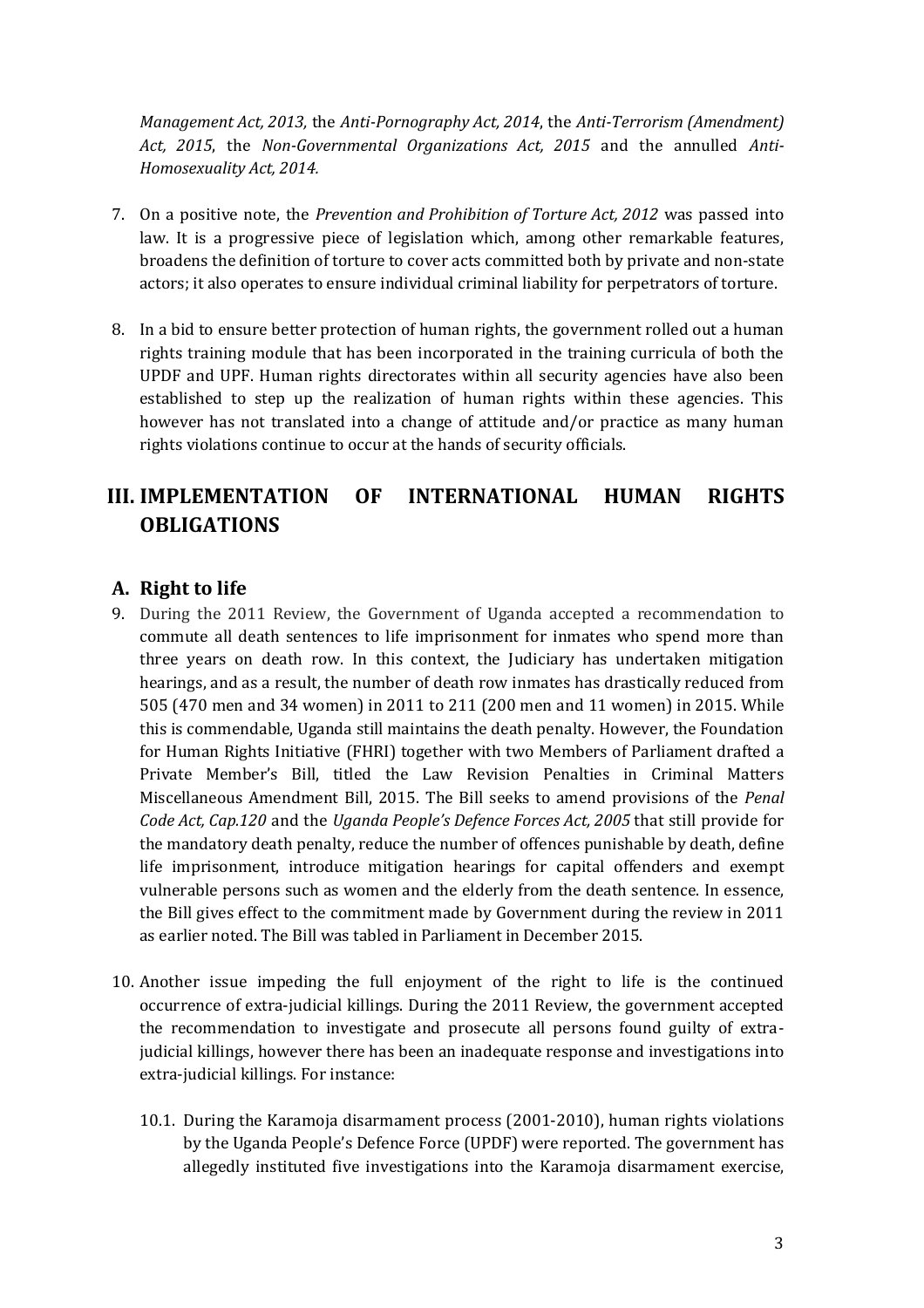*Management Act, 2013*, the *Anti-Pornography Act, 2014*, the *Anti-Terrorism (Amendment) Act, 2015*, the *Non-Governmental Organizations Act, 2015* and the annulled *Anti-Homosexuality Act, 2014.*

7. On a positive note, the *Prevention and Prohibition of Torture Act, 2012* was passed into law. It is a progressive piece of legislation which, among other remarkable features, broadens the definition of torture to cover acts committed both by private and non-state actors; it also operates to ensure individual criminal liability for perpetrators of torture.

8. In a bid to ensure better protection of human rights, the government rolled out a human rights training module that has been incorporated in the training curricula of both the UPDF and UPF. Human rights directorates within all security agencies have also been established to step up the realization of human rights within these agencies. This however has not translated into a change of attitude and/or practice as many human rights violations continue to occur at the hands of security officials.

## III. IMPLEMENTATION OF INTERNATIONAL HUMAN RIGHTS OBLIGATIONS

### A. Right to life

9. During the 2011 Review, the Government of Uganda accepted a recommendation to commute all death sentences to life imprisonment for inmates who spend more than three years on death row. In this context, the Judiciary has undertaken mitigation hearings, and as a result, the number of death row inmates has drastically reduced from 505 (470 men and 34 women) in 2011 to 211 (200 men and 11 women) in 2015. While this is commendable, Uganda still maintains the death penalty. However, the Foundation for Human Rights Initiative (FHRI) together with two Members of Parliament drafted a Private Member's Bill, titled the Law Revision Penalties in Criminal Matters Miscellaneous Amendment Bill, 2015. The Bill seeks to amend provisions of the *Penal Code Act, Cap.120* and the *Uganda People's Defence Forces Act, 2005* that still provide for the mandatory death penalty, reduce the number of offences punishable by death, define life imprisonment, introduce mitigation hearings for capital offenders and exempt vulnerable persons such as women and the elderly from the death sentence. In essence, the Bill gives effect to the commitment made by Government during the review in 2011 as earlier noted. The Bill was tabled in Parliament in December 2015.

10. Another issue impeding the full enjoyment of the right to life is the continued occurrence of extra-judicial killings. During the 2011 Review, the government accepted the recommendation to investigate and prosecute all persons found guilty of extra-judicial killings, however there has been an inadequate response and investigations into extra-judicial killings. For instance:

    10.1. During the Karamoja disarmament process (2001-2010), human rights violations by the Uganda People's Defence Force (UPDF) were reported. The government has allegedly instituted five investigations into the Karamoja disarmament exercise,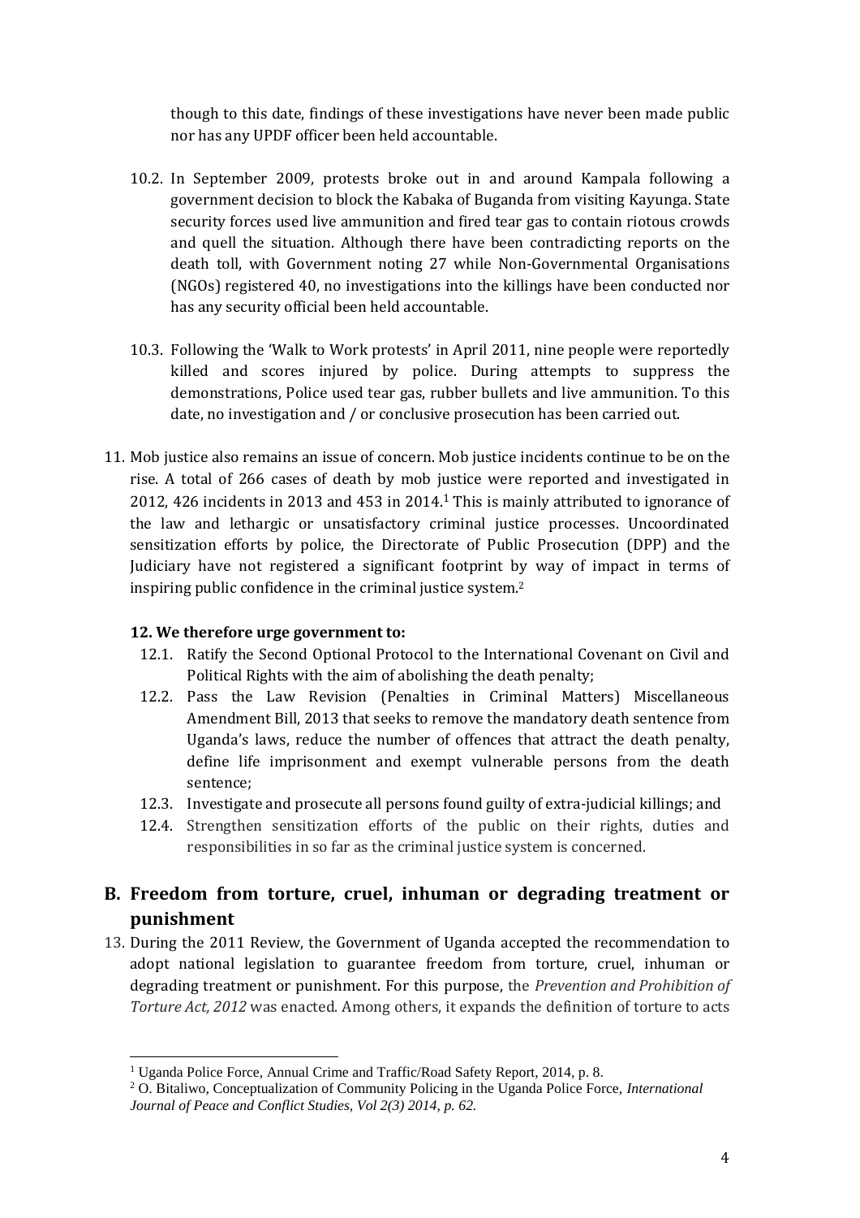though to this date, findings of these investigations have never been made public nor has any UPDF officer been held accountable.

10.2. In September 2009, protests broke out in and around Kampala following a government decision to block the Kabaka of Buganda from visiting Kayunga. State security forces used live ammunition and fired tear gas to contain riotous crowds and quell the situation. Although there have been contradicting reports on the death toll, with Government noting 27 while Non-Governmental Organisations (NGOs) registered 40, no investigations into the killings have been conducted nor has any security official been held accountable.

10.3. Following the 'Walk to Work protests' in April 2011, nine people were reportedly killed and scores injured by police. During attempts to suppress the demonstrations, Police used tear gas, rubber bullets and live ammunition. To this date, no investigation and / or conclusive prosecution has been carried out.

11. Mob justice also remains an issue of concern. Mob justice incidents continue to be on the rise. A total of 266 cases of death by mob justice were reported and investigated in 2012, 426 incidents in 2013 and 453 in 2014.[1] This is mainly attributed to ignorance of the law and lethargic or unsatisfactory criminal justice processes. Uncoordinated sensitization efforts by police, the Directorate of Public Prosecution (DPP) and the Judiciary have not registered a significant footprint by way of impact in terms of inspiring public confidence in the criminal justice system.[2]

**12. We therefore urge government to:**

12.1. Ratify the Second Optional Protocol to the International Covenant on Civil and Political Rights with the aim of abolishing the death penalty;

12.2. Pass the Law Revision (Penalties in Criminal Matters) Miscellaneous Amendment Bill, 2013 that seeks to remove the mandatory death sentence from Uganda's laws, reduce the number of offences that attract the death penalty, define life imprisonment and exempt vulnerable persons from the death sentence;

12.3. Investigate and prosecute all persons found guilty of extra-judicial killings; and

12.4. Strengthen sensitization efforts of the public on their rights, duties and responsibilities in so far as the criminal justice system is concerned.

## B. Freedom from torture, cruel, inhuman or degrading treatment or punishment

13. During the 2011 Review, the Government of Uganda accepted the recommendation to adopt national legislation to guarantee freedom from torture, cruel, inhuman or degrading treatment or punishment. For this purpose, the *Prevention and Prohibition of Torture Act, 2012* was enacted. Among others, it expands the definition of torture to acts

[1] Uganda Police Force, Annual Crime and Traffic/Road Safety Report, 2014, p. 8.

[2] O. Bitaliwo, Conceptualization of Community Policing in the Uganda Police Force, *International Journal of Peace and Conflict Studies, Vol 2(3) 2014, p. 62.*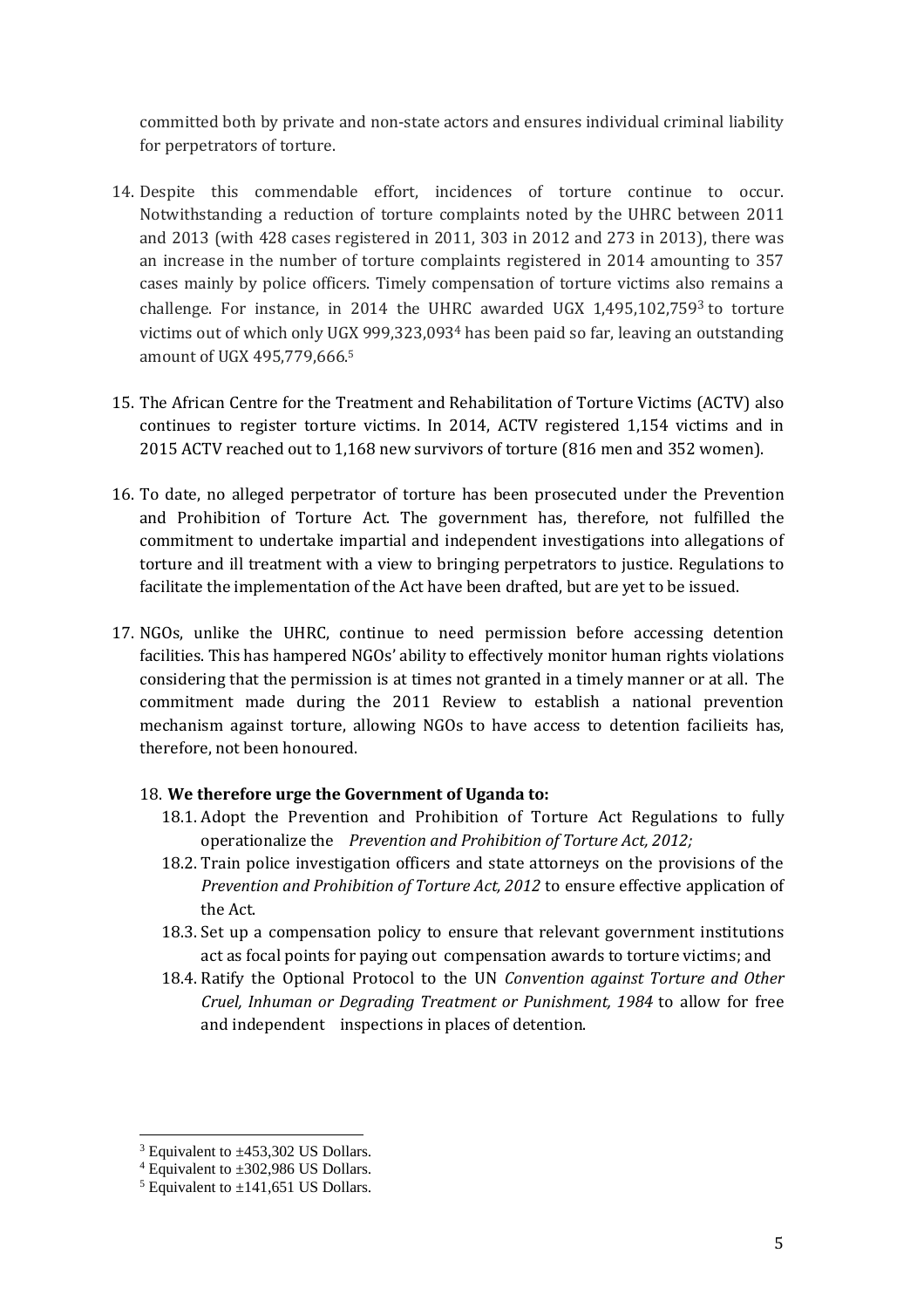committed both by private and non-state actors and ensures individual criminal liability for perpetrators of torture.

14. Despite this commendable effort, incidences of torture continue to occur. Notwithstanding a reduction of torture complaints noted by the UHRC between 2011 and 2013 (with 428 cases registered in 2011, 303 in 2012 and 273 in 2013), there was an increase in the number of torture complaints registered in 2014 amounting to 357 cases mainly by police officers. Timely compensation of torture victims also remains a challenge. For instance, in 2014 the UHRC awarded UGX 1,495,102,759[3] to torture victims out of which only UGX 999,323,093[4] has been paid so far, leaving an outstanding amount of UGX 495,779,666.[5]

15. The African Centre for the Treatment and Rehabilitation of Torture Victims (ACTV) also continues to register torture victims. In 2014, ACTV registered 1,154 victims and in 2015 ACTV reached out to 1,168 new survivors of torture (816 men and 352 women).

16. To date, no alleged perpetrator of torture has been prosecuted under the Prevention and Prohibition of Torture Act. The government has, therefore, not fulfilled the commitment to undertake impartial and independent investigations into allegations of torture and ill treatment with a view to bringing perpetrators to justice. Regulations to facilitate the implementation of the Act have been drafted, but are yet to be issued.

17. NGOs, unlike the UHRC, continue to need permission before accessing detention facilities. This has hampered NGOs' ability to effectively monitor human rights violations considering that the permission is at times not granted in a timely manner or at all. The commitment made during the 2011 Review to establish a national prevention mechanism against torture, allowing NGOs to have access to detention facilieits has, therefore, not been honoured.

18. **We therefore urge the Government of Uganda to:**
    - 18.1. Adopt the Prevention and Prohibition of Torture Act Regulations to fully operationalize the *Prevention and Prohibition of Torture Act, 2012;*
    - 18.2. Train police investigation officers and state attorneys on the provisions of the *Prevention and Prohibition of Torture Act, 2012* to ensure effective application of the Act.
    - 18.3. Set up a compensation policy to ensure that relevant government institutions act as focal points for paying out compensation awards to torture victims; and
    - 18.4. Ratify the Optional Protocol to the UN *Convention against Torture and Other Cruel, Inhuman or Degrading Treatment or Punishment, 1984* to allow for free and independent inspections in places of detention.

---

[3] Equivalent to ±453,302 US Dollars.

[4] Equivalent to ±302,986 US Dollars.

[5] Equivalent to ±141,651 US Dollars.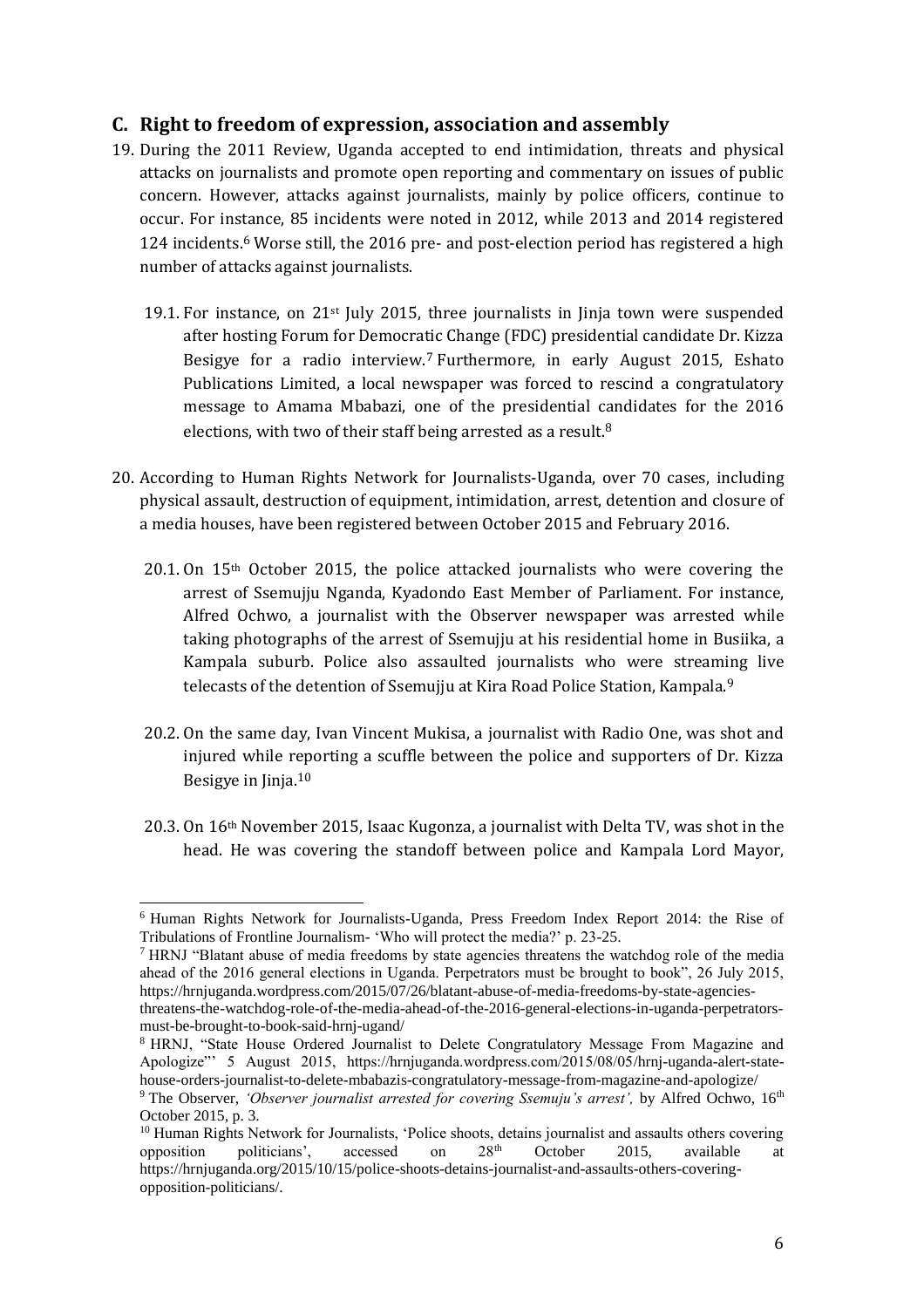## C. Right to freedom of expression, association and assembly

19. During the 2011 Review, Uganda accepted to end intimidation, threats and physical attacks on journalists and promote open reporting and commentary on issues of public concern. However, attacks against journalists, mainly by police officers, continue to occur. For instance, 85 incidents were noted in 2012, while 2013 and 2014 registered 124 incidents.[6] Worse still, the 2016 pre- and post-election period has registered a high number of attacks against journalists.

    19.1. For instance, on 21st July 2015, three journalists in Jinja town were suspended after hosting Forum for Democratic Change (FDC) presidential candidate Dr. Kizza Besigye for a radio interview.[7] Furthermore, in early August 2015, Eshato Publications Limited, a local newspaper was forced to rescind a congratulatory message to Amama Mbabazi, one of the presidential candidates for the 2016 elections, with two of their staff being arrested as a result.[8]

20. According to Human Rights Network for Journalists-Uganda, over 70 cases, including physical assault, destruction of equipment, intimidation, arrest, detention and closure of a media houses, have been registered between October 2015 and February 2016.

    20.1. On 15th October 2015, the police attacked journalists who were covering the arrest of Ssemujju Nganda, Kyadondo East Member of Parliament. For instance, Alfred Ochwo, a journalist with the Observer newspaper was arrested while taking photographs of the arrest of Ssemujju at his residential home in Busiika, a Kampala suburb. Police also assaulted journalists who were streaming live telecasts of the detention of Ssemujju at Kira Road Police Station, Kampala.[9]

    20.2. On the same day, Ivan Vincent Mukisa, a journalist with Radio One, was shot and injured while reporting a scuffle between the police and supporters of Dr. Kizza Besigye in Jinja.[10]

    20.3. On 16th November 2015, Isaac Kugonza, a journalist with Delta TV, was shot in the head. He was covering the standoff between police and Kampala Lord Mayor,

---

[6] Human Rights Network for Journalists-Uganda, Press Freedom Index Report 2014: the Rise of Tribulations of Frontline Journalism- 'Who will protect the media?' p. 23-25.

[7] HRNJ "Blatant abuse of media freedoms by state agencies threatens the watchdog role of the media ahead of the 2016 general elections in Uganda. Perpetrators must be brought to book", 26 July 2015, https://hrnjuganda.wordpress.com/2015/07/26/blatant-abuse-of-media-freedoms-by-state-agencies-threatens-the-watchdog-role-of-the-media-ahead-of-the-2016-general-elections-in-uganda-perpetrators-must-be-brought-to-book-said-hrnj-ugand/

[8] HRNJ, "State House Ordered Journalist to Delete Congratulatory Message From Magazine and Apologize"' 5 August 2015, https://hrnjuganda.wordpress.com/2015/08/05/hrnj-uganda-alert-state-house-orders-journalist-to-delete-mbabazis-congratulatory-message-from-magazine-and-apologize/

[9] The Observer, *'Observer journalist arrested for covering Ssemuju's arrest',* by Alfred Ochwo, 16th October 2015, p. 3.

[10] Human Rights Network for Journalists, 'Police shoots, detains journalist and assaults others covering opposition politicians', accessed on 28th October 2015, available at https://hrnjuganda.org/2015/10/15/police-shoots-detains-journalist-and-assaults-others-covering-opposition-politicians/.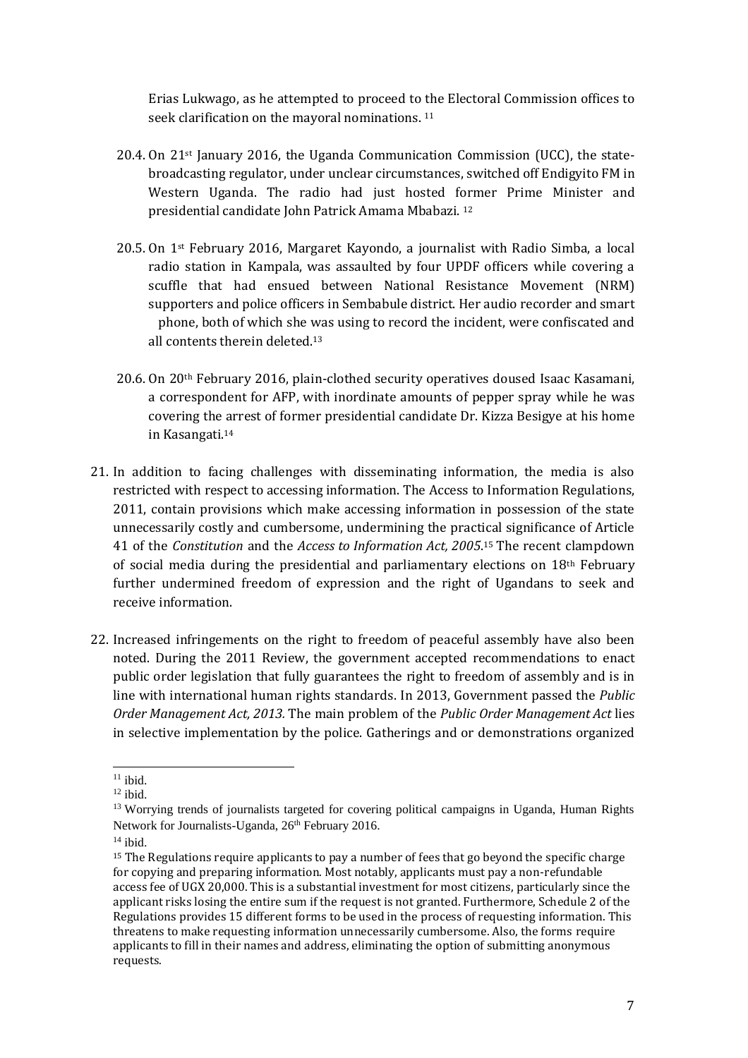Erias Lukwago, as he attempted to proceed to the Electoral Commission offices to seek clarification on the mayoral nominations. [11]

20.4. On 21st January 2016, the Uganda Communication Commission (UCC), the state-broadcasting regulator, under unclear circumstances, switched off Endigyito FM in Western Uganda. The radio had just hosted former Prime Minister and presidential candidate John Patrick Amama Mbabazi. [12]

20.5. On 1st February 2016, Margaret Kayondo, a journalist with Radio Simba, a local radio station in Kampala, was assaulted by four UPDF officers while covering a scuffle that had ensued between National Resistance Movement (NRM) supporters and police officers in Sembabule district. Her audio recorder and smart phone, both of which she was using to record the incident, were confiscated and all contents therein deleted.[13]

20.6. On 20th February 2016, plain-clothed security operatives doused Isaac Kasamani, a correspondent for AFP, with inordinate amounts of pepper spray while he was covering the arrest of former presidential candidate Dr. Kizza Besigye at his home in Kasangati.[14]

21. In addition to facing challenges with disseminating information, the media is also restricted with respect to accessing information. The Access to Information Regulations, 2011, contain provisions which make accessing information in possession of the state unnecessarily costly and cumbersome, undermining the practical significance of Article 41 of the *Constitution* and the *Access to Information Act, 2005*.[15] The recent clampdown of social media during the presidential and parliamentary elections on 18th February further undermined freedom of expression and the right of Ugandans to seek and receive information.

22. Increased infringements on the right to freedom of peaceful assembly have also been noted. During the 2011 Review, the government accepted recommendations to enact public order legislation that fully guarantees the right to freedom of assembly and is in line with international human rights standards. In 2013, Government passed the *Public Order Management Act, 2013.* The main problem of the *Public Order Management Act* lies in selective implementation by the police. Gatherings and or demonstrations organized

---

[11] ibid.

[12] ibid.

[13] Worrying trends of journalists targeted for covering political campaigns in Uganda, Human Rights Network for Journalists-Uganda, 26th February 2016.

[14] ibid.

[15] The Regulations require applicants to pay a number of fees that go beyond the specific charge for copying and preparing information. Most notably, applicants must pay a non-refundable access fee of UGX 20,000. This is a substantial investment for most citizens, particularly since the applicant risks losing the entire sum if the request is not granted. Furthermore, Schedule 2 of the Regulations provides 15 different forms to be used in the process of requesting information. This threatens to make requesting information unnecessarily cumbersome. Also, the forms require applicants to fill in their names and address, eliminating the option of submitting anonymous requests.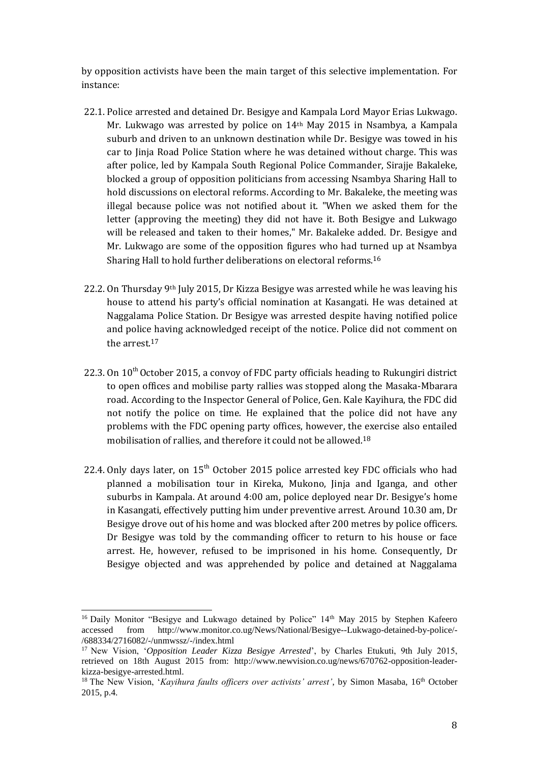by opposition activists have been the main target of this selective implementation. For instance:

22.1. Police arrested and detained Dr. Besigye and Kampala Lord Mayor Erias Lukwago. Mr. Lukwago was arrested by police on 14th May 2015 in Nsambya, a Kampala suburb and driven to an unknown destination while Dr. Besigye was towed in his car to Jinja Road Police Station where he was detained without charge. This was after police, led by Kampala South Regional Police Commander, Sirajje Bakaleke, blocked a group of opposition politicians from accessing Nsambya Sharing Hall to hold discussions on electoral reforms. According to Mr. Bakaleke, the meeting was illegal because police was not notified about it. "When we asked them for the letter (approving the meeting) they did not have it. Both Besigye and Lukwago will be released and taken to their homes," Mr. Bakaleke added. Dr. Besigye and Mr. Lukwago are some of the opposition figures who had turned up at Nsambya Sharing Hall to hold further deliberations on electoral reforms.[16]

22.2. On Thursday 9th July 2015, Dr Kizza Besigye was arrested while he was leaving his house to attend his party's official nomination at Kasangati. He was detained at Naggalama Police Station. Dr Besigye was arrested despite having notified police and police having acknowledged receipt of the notice. Police did not comment on the arrest.[17]

22.3. On 10th October 2015, a convoy of FDC party officials heading to Rukungiri district to open offices and mobilise party rallies was stopped along the Masaka-Mbarara road. According to the Inspector General of Police, Gen. Kale Kayihura, the FDC did not notify the police on time. He explained that the police did not have any problems with the FDC opening party offices, however, the exercise also entailed mobilisation of rallies, and therefore it could not be allowed.[18]

22.4. Only days later, on 15th October 2015 police arrested key FDC officials who had planned a mobilisation tour in Kireka, Mukono, Jinja and Iganga, and other suburbs in Kampala. At around 4:00 am, police deployed near Dr. Besigye's home in Kasangati, effectively putting him under preventive arrest. Around 10.30 am, Dr Besigye drove out of his home and was blocked after 200 metres by police officers. Dr Besigye was told by the commanding officer to return to his house or face arrest. He, however, refused to be imprisoned in his home. Consequently, Dr Besigye objected and was apprehended by police and detained at Naggalama

---

[16] Daily Monitor "Besigye and Lukwago detained by Police" 14th May 2015 by Stephen Kafeero accessed from http://www.monitor.co.ug/News/National/Besigye--Lukwago-detained-by-police/-/688334/2716082/-/unmwssz/-/index.html

[17] New Vision, '*Opposition Leader Kizza Besigye Arrested*', by Charles Etukuti, 9th July 2015, retrieved on 18th August 2015 from: http://www.newvision.co.ug/news/670762-opposition-leader-kizza-besigye-arrested.html.

[18] The New Vision, '*Kayihura faults officers over activists' arrest*', by Simon Masaba, 16th October 2015, p.4.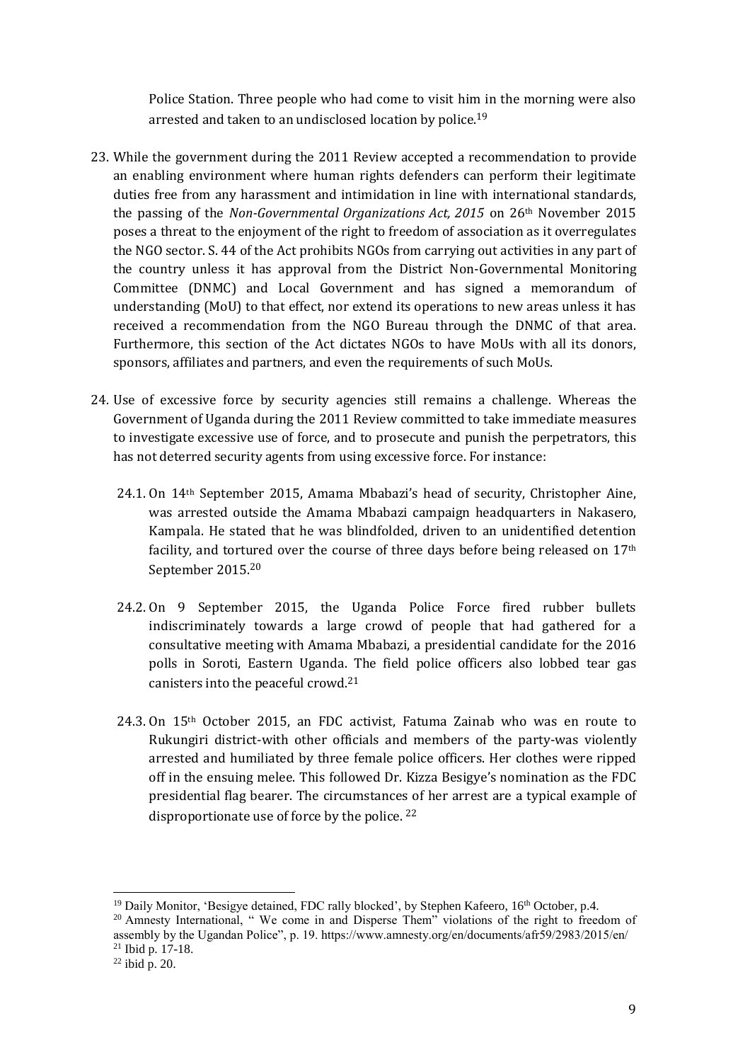Police Station. Three people who had come to visit him in the morning were also arrested and taken to an undisclosed location by police.[19]

23. While the government during the 2011 Review accepted a recommendation to provide an enabling environment where human rights defenders can perform their legitimate duties free from any harassment and intimidation in line with international standards, the passing of the *Non-Governmental Organizations Act, 2015* on 26th November 2015 poses a threat to the enjoyment of the right to freedom of association as it overregulates the NGO sector. S. 44 of the Act prohibits NGOs from carrying out activities in any part of the country unless it has approval from the District Non-Governmental Monitoring Committee (DNMC) and Local Government and has signed a memorandum of understanding (MoU) to that effect, nor extend its operations to new areas unless it has received a recommendation from the NGO Bureau through the DNMC of that area. Furthermore, this section of the Act dictates NGOs to have MoUs with all its donors, sponsors, affiliates and partners, and even the requirements of such MoUs.

24. Use of excessive force by security agencies still remains a challenge. Whereas the Government of Uganda during the 2011 Review committed to take immediate measures to investigate excessive use of force, and to prosecute and punish the perpetrators, this has not deterred security agents from using excessive force. For instance:

    24.1. On 14th September 2015, Amama Mbabazi's head of security, Christopher Aine, was arrested outside the Amama Mbabazi campaign headquarters in Nakasero, Kampala. He stated that he was blindfolded, driven to an unidentified detention facility, and tortured over the course of three days before being released on 17th September 2015.[20]

    24.2. On 9 September 2015, the Uganda Police Force fired rubber bullets indiscriminately towards a large crowd of people that had gathered for a consultative meeting with Amama Mbabazi, a presidential candidate for the 2016 polls in Soroti, Eastern Uganda. The field police officers also lobbed tear gas canisters into the peaceful crowd.[21]

    24.3. On 15th October 2015, an FDC activist, Fatuma Zainab who was en route to Rukungiri district-with other officials and members of the party-was violently arrested and humiliated by three female police officers. Her clothes were ripped off in the ensuing melee. This followed Dr. Kizza Besigye's nomination as the FDC presidential flag bearer. The circumstances of her arrest are a typical example of disproportionate use of force by the police. [22]

---

[19] Daily Monitor, 'Besigye detained, FDC rally blocked', by Stephen Kafeero, 16th October, p.4.

[20] Amnesty International, " We come in and Disperse Them" violations of the right to freedom of assembly by the Ugandan Police", p. 19. https://www.amnesty.org/en/documents/afr59/2983/2015/en/

[21] Ibid p. 17-18.

[22] ibid p. 20.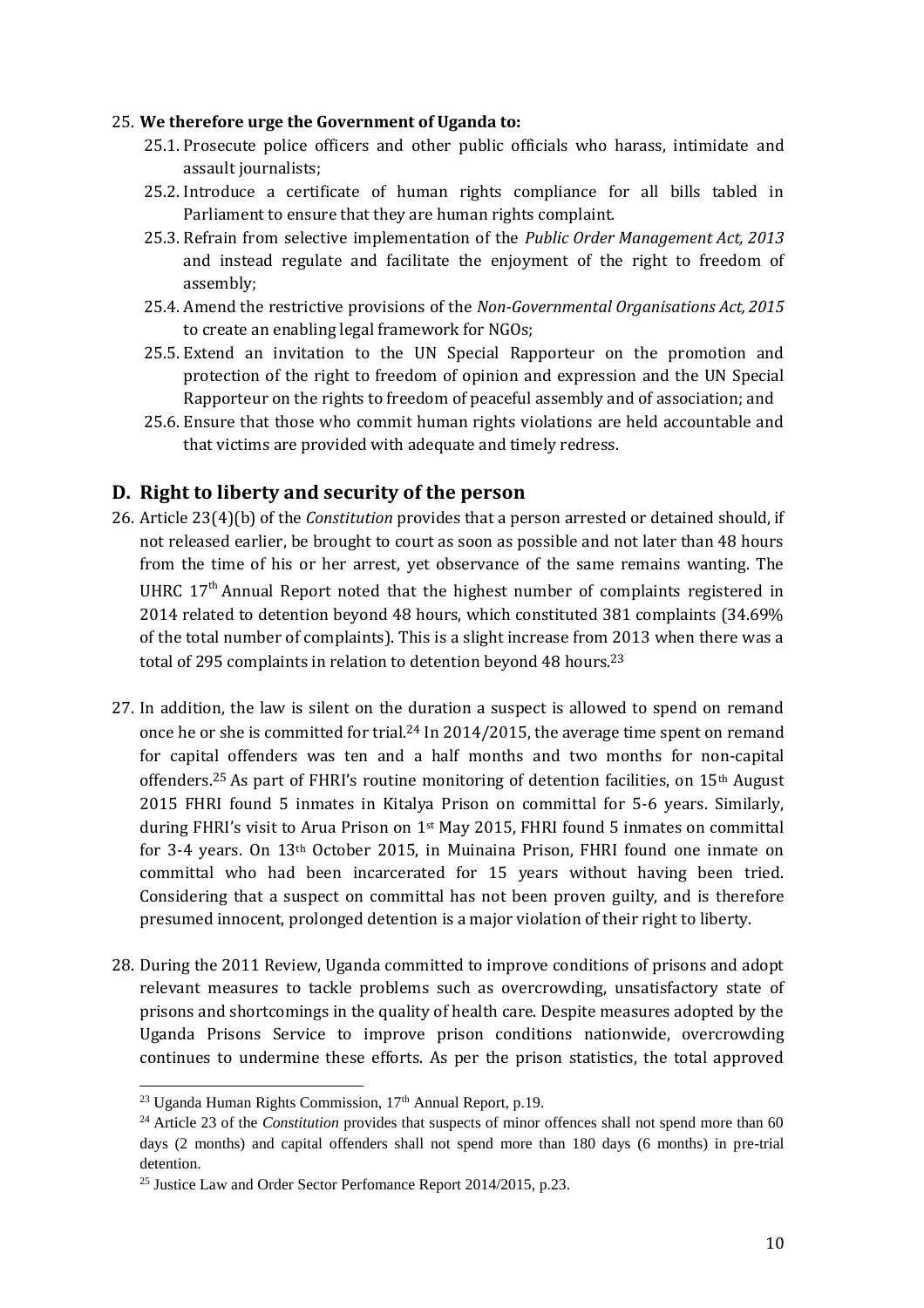25. **We therefore urge the Government of Uganda to:**
    - 25.1. Prosecute police officers and other public officials who harass, intimidate and assault journalists;
    - 25.2. Introduce a certificate of human rights compliance for all bills tabled in Parliament to ensure that they are human rights complaint.
    - 25.3. Refrain from selective implementation of the *Public Order Management Act, 2013* and instead regulate and facilitate the enjoyment of the right to freedom of assembly;
    - 25.4. Amend the restrictive provisions of the *Non-Governmental Organisations Act, 2015* to create an enabling legal framework for NGOs;
    - 25.5. Extend an invitation to the UN Special Rapporteur on the promotion and protection of the right to freedom of opinion and expression and the UN Special Rapporteur on the rights to freedom of peaceful assembly and of association; and
    - 25.6. Ensure that those who commit human rights violations are held accountable and that victims are provided with adequate and timely redress.

## D. Right to liberty and security of the person

26. Article 23(4)(b) of the *Constitution* provides that a person arrested or detained should, if not released earlier, be brought to court as soon as possible and not later than 48 hours from the time of his or her arrest, yet observance of the same remains wanting. The UHRC 17th Annual Report noted that the highest number of complaints registered in 2014 related to detention beyond 48 hours, which constituted 381 complaints (34.69% of the total number of complaints). This is a slight increase from 2013 when there was a total of 295 complaints in relation to detention beyond 48 hours.[23]

27. In addition, the law is silent on the duration a suspect is allowed to spend on remand once he or she is committed for trial.[24] In 2014/2015, the average time spent on remand for capital offenders was ten and a half months and two months for non-capital offenders.[25] As part of FHRI's routine monitoring of detention facilities, on 15th August 2015 FHRI found 5 inmates in Kitalya Prison on committal for 5-6 years. Similarly, during FHRI's visit to Arua Prison on 1st May 2015, FHRI found 5 inmates on committal for 3-4 years. On 13th October 2015, in Muinaina Prison, FHRI found one inmate on committal who had been incarcerated for 15 years without having been tried. Considering that a suspect on committal has not been proven guilty, and is therefore presumed innocent, prolonged detention is a major violation of their right to liberty.

28. During the 2011 Review, Uganda committed to improve conditions of prisons and adopt relevant measures to tackle problems such as overcrowding, unsatisfactory state of prisons and shortcomings in the quality of health care. Despite measures adopted by the Uganda Prisons Service to improve prison conditions nationwide, overcrowding continues to undermine these efforts. As per the prison statistics, the total approved

---

[23] Uganda Human Rights Commission, 17th Annual Report, p.19.

[24] Article 23 of the *Constitution* provides that suspects of minor offences shall not spend more than 60 days (2 months) and capital offenders shall not spend more than 180 days (6 months) in pre-trial detention.

[25] Justice Law and Order Sector Perfomance Report 2014/2015, p.23.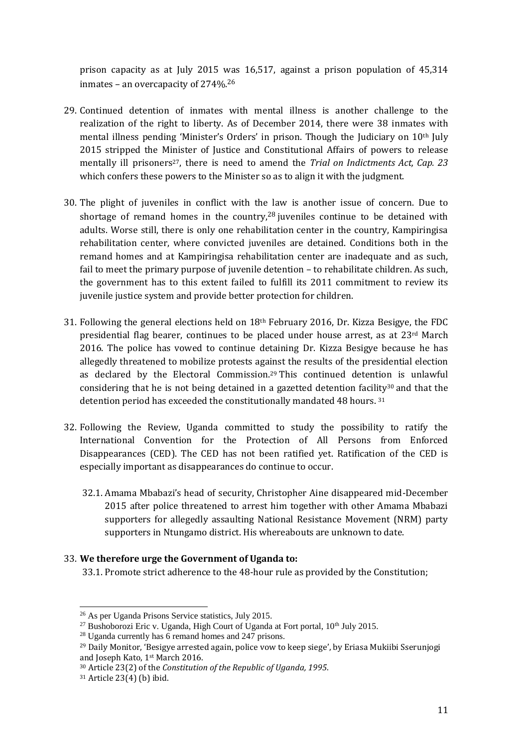prison capacity as at July 2015 was 16,517, against a prison population of 45,314 inmates – an overcapacity of 274%.[26]

29. Continued detention of inmates with mental illness is another challenge to the realization of the right to liberty. As of December 2014, there were 38 inmates with mental illness pending 'Minister's Orders' in prison. Though the Judiciary on 10th July 2015 stripped the Minister of Justice and Constitutional Affairs of powers to release mentally ill prisoners[27], there is need to amend the *Trial on Indictments Act, Cap. 23* which confers these powers to the Minister so as to align it with the judgment.

30. The plight of juveniles in conflict with the law is another issue of concern. Due to shortage of remand homes in the country,[28] juveniles continue to be detained with adults. Worse still, there is only one rehabilitation center in the country, Kampiringisa rehabilitation center, where convicted juveniles are detained. Conditions both in the remand homes and at Kampiringisa rehabilitation center are inadequate and as such, fail to meet the primary purpose of juvenile detention – to rehabilitate children. As such, the government has to this extent failed to fulfill its 2011 commitment to review its juvenile justice system and provide better protection for children.

31. Following the general elections held on 18th February 2016, Dr. Kizza Besigye, the FDC presidential flag bearer, continues to be placed under house arrest, as at 23rd March 2016. The police has vowed to continue detaining Dr. Kizza Besigye because he has allegedly threatened to mobilize protests against the results of the presidential election as declared by the Electoral Commission.[29] This continued detention is unlawful considering that he is not being detained in a gazetted detention facility[30] and that the detention period has exceeded the constitutionally mandated 48 hours.[31]

32. Following the Review, Uganda committed to study the possibility to ratify the International Convention for the Protection of All Persons from Enforced Disappearances (CED). The CED has not been ratified yet. Ratification of the CED is especially important as disappearances do continue to occur.

    32.1. Amama Mbabazi's head of security, Christopher Aine disappeared mid-December 2015 after police threatened to arrest him together with other Amama Mbabazi supporters for allegedly assaulting National Resistance Movement (NRM) party supporters in Ntungamo district. His whereabouts are unknown to date.

33. **We therefore urge the Government of Uganda to:**

    33.1. Promote strict adherence to the 48-hour rule as provided by the Constitution;

---

[26] As per Uganda Prisons Service statistics, July 2015.

[27] Bushoborozi Eric v. Uganda, High Court of Uganda at Fort portal, 10th July 2015.

[28] Uganda currently has 6 remand homes and 247 prisons.

[29] Daily Monitor, 'Besigye arrested again, police vow to keep siege', by Eriasa Mukiibi Sserunjogi and Joseph Kato, 1st March 2016.

[30] Article 23(2) of the *Constitution of the Republic of Uganda, 1995*.

[31] Article 23(4) (b) ibid.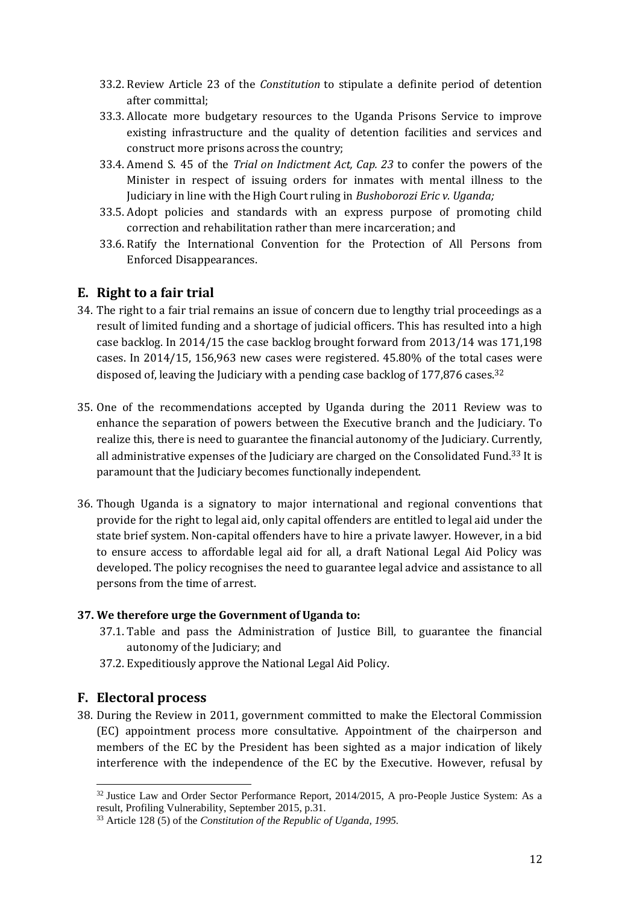33.2. Review Article 23 of the *Constitution* to stipulate a definite period of detention after committal;

33.3. Allocate more budgetary resources to the Uganda Prisons Service to improve existing infrastructure and the quality of detention facilities and services and construct more prisons across the country;

33.4. Amend S. 45 of the *Trial on Indictment Act, Cap. 23* to confer the powers of the Minister in respect of issuing orders for inmates with mental illness to the Judiciary in line with the High Court ruling in *Bushoborozi Eric v. Uganda;*

33.5. Adopt policies and standards with an express purpose of promoting child correction and rehabilitation rather than mere incarceration; and

33.6. Ratify the International Convention for the Protection of All Persons from Enforced Disappearances.

## E. Right to a fair trial

34. The right to a fair trial remains an issue of concern due to lengthy trial proceedings as a result of limited funding and a shortage of judicial officers. This has resulted into a high case backlog. In 2014/15 the case backlog brought forward from 2013/14 was 171,198 cases. In 2014/15, 156,963 new cases were registered. 45.80% of the total cases were disposed of, leaving the Judiciary with a pending case backlog of 177,876 cases.[32]

35. One of the recommendations accepted by Uganda during the 2011 Review was to enhance the separation of powers between the Executive branch and the Judiciary. To realize this, there is need to guarantee the financial autonomy of the Judiciary. Currently, all administrative expenses of the Judiciary are charged on the Consolidated Fund.[33] It is paramount that the Judiciary becomes functionally independent.

36. Though Uganda is a signatory to major international and regional conventions that provide for the right to legal aid, only capital offenders are entitled to legal aid under the state brief system. Non-capital offenders have to hire a private lawyer. However, in a bid to ensure access to affordable legal aid for all, a draft National Legal Aid Policy was developed. The policy recognises the need to guarantee legal advice and assistance to all persons from the time of arrest.

**37. We therefore urge the Government of Uganda to:**

37.1. Table and pass the Administration of Justice Bill, to guarantee the financial autonomy of the Judiciary; and

37.2. Expeditiously approve the National Legal Aid Policy.

## F. Electoral process

38. During the Review in 2011, government committed to make the Electoral Commission (EC) appointment process more consultative. Appointment of the chairperson and members of the EC by the President has been sighted as a major indication of likely interference with the independence of the EC by the Executive. However, refusal by

---

[32] Justice Law and Order Sector Performance Report, 2014/2015, A pro-People Justice System: As a result, Profiling Vulnerability, September 2015, p.31.

[33] Article 128 (5) of the *Constitution of the Republic of Uganda, 1995*.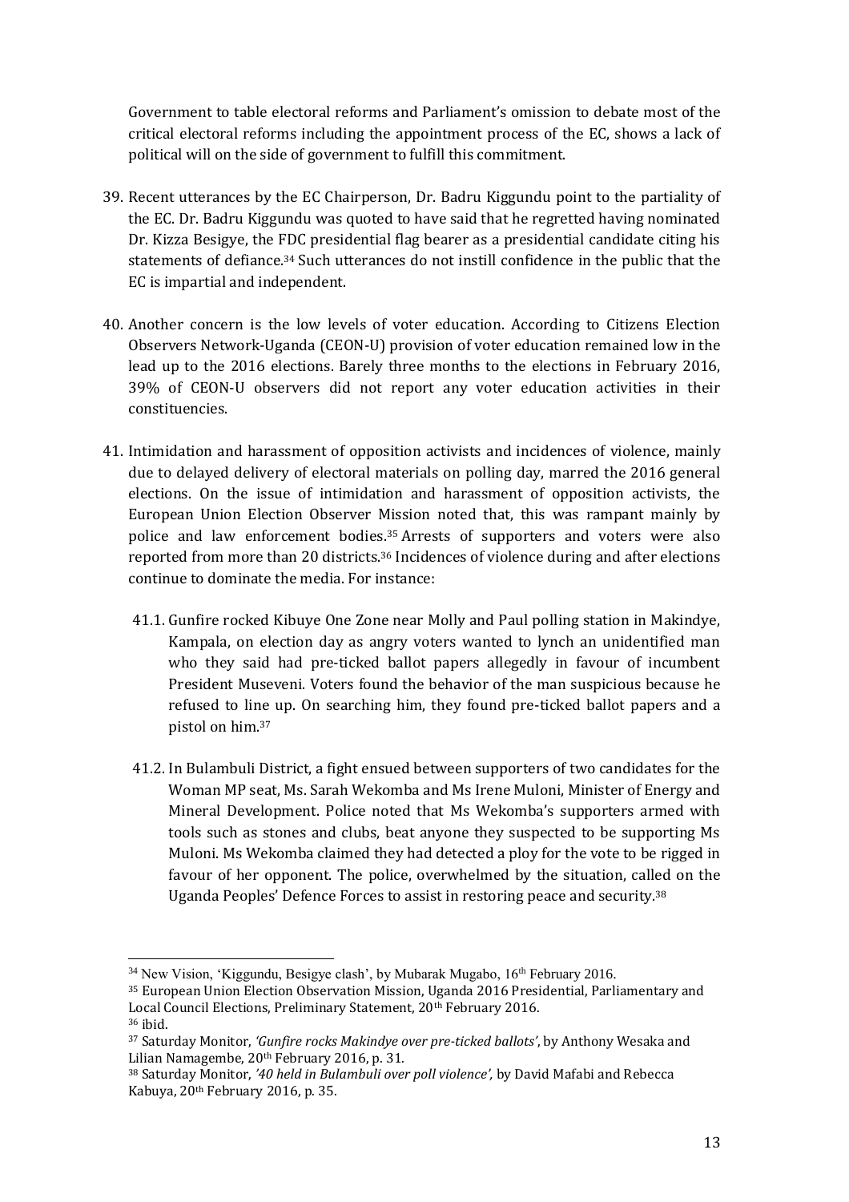Government to table electoral reforms and Parliament's omission to debate most of the critical electoral reforms including the appointment process of the EC, shows a lack of political will on the side of government to fulfill this commitment.

39. Recent utterances by the EC Chairperson, Dr. Badru Kiggundu point to the partiality of the EC. Dr. Badru Kiggundu was quoted to have said that he regretted having nominated Dr. Kizza Besigye, the FDC presidential flag bearer as a presidential candidate citing his statements of defiance.[34] Such utterances do not instill confidence in the public that the EC is impartial and independent.

40. Another concern is the low levels of voter education. According to Citizens Election Observers Network-Uganda (CEON-U) provision of voter education remained low in the lead up to the 2016 elections. Barely three months to the elections in February 2016, 39% of CEON-U observers did not report any voter education activities in their constituencies.

41. Intimidation and harassment of opposition activists and incidences of violence, mainly due to delayed delivery of electoral materials on polling day, marred the 2016 general elections. On the issue of intimidation and harassment of opposition activists, the European Union Election Observer Mission noted that, this was rampant mainly by police and law enforcement bodies.[35] Arrests of supporters and voters were also reported from more than 20 districts.[36] Incidences of violence during and after elections continue to dominate the media. For instance:

    41.1. Gunfire rocked Kibuye One Zone near Molly and Paul polling station in Makindye, Kampala, on election day as angry voters wanted to lynch an unidentified man who they said had pre-ticked ballot papers allegedly in favour of incumbent President Museveni. Voters found the behavior of the man suspicious because he refused to line up. On searching him, they found pre-ticked ballot papers and a pistol on him.[37]

    41.2. In Bulambuli District, a fight ensued between supporters of two candidates for the Woman MP seat, Ms. Sarah Wekomba and Ms Irene Muloni, Minister of Energy and Mineral Development. Police noted that Ms Wekomba's supporters armed with tools such as stones and clubs, beat anyone they suspected to be supporting Ms Muloni. Ms Wekomba claimed they had detected a ploy for the vote to be rigged in favour of her opponent. The police, overwhelmed by the situation, called on the Uganda Peoples' Defence Forces to assist in restoring peace and security.[38]

---

[34] New Vision, 'Kiggundu, Besigye clash', by Mubarak Mugabo, 16th February 2016.

[35] European Union Election Observation Mission, Uganda 2016 Presidential, Parliamentary and Local Council Elections, Preliminary Statement, 20th February 2016.

[36] ibid.

[37] Saturday Monitor, *'Gunfire rocks Makindye over pre-ticked ballots'*, by Anthony Wesaka and Lilian Namagembe, 20th February 2016, p. 31.

[38] Saturday Monitor, *'40 held in Bulambuli over poll violence',* by David Mafabi and Rebecca Kabuya, 20th February 2016, p. 35.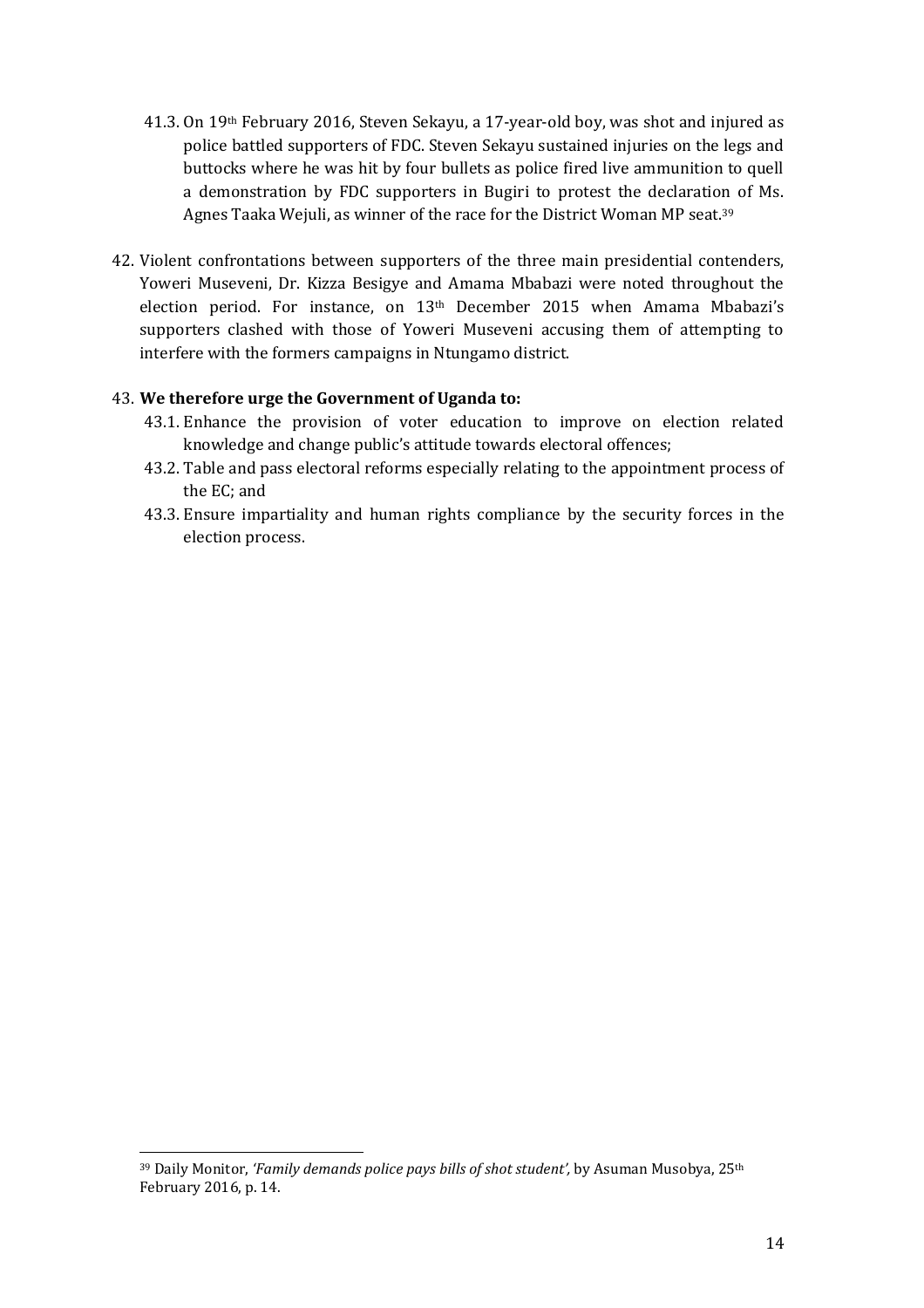41.3. On 19th February 2016, Steven Sekayu, a 17-year-old boy, was shot and injured as police battled supporters of FDC. Steven Sekayu sustained injuries on the legs and buttocks where he was hit by four bullets as police fired live ammunition to quell a demonstration by FDC supporters in Bugiri to protest the declaration of Ms. Agnes Taaka Wejuli, as winner of the race for the District Woman MP seat.[39]

42. Violent confrontations between supporters of the three main presidential contenders, Yoweri Museveni, Dr. Kizza Besigye and Amama Mbabazi were noted throughout the election period. For instance, on 13th December 2015 when Amama Mbabazi's supporters clashed with those of Yoweri Museveni accusing them of attempting to interfere with the formers campaigns in Ntungamo district.

43. **We therefore urge the Government of Uganda to:**
   - 43.1. Enhance the provision of voter education to improve on election related knowledge and change public's attitude towards electoral offences;
   - 43.2. Table and pass electoral reforms especially relating to the appointment process of the EC; and
   - 43.3. Ensure impartiality and human rights compliance by the security forces in the election process.

---

[39] Daily Monitor, *'Family demands police pays bills of shot student',* by Asuman Musobya, 25th February 2016, p. 14.